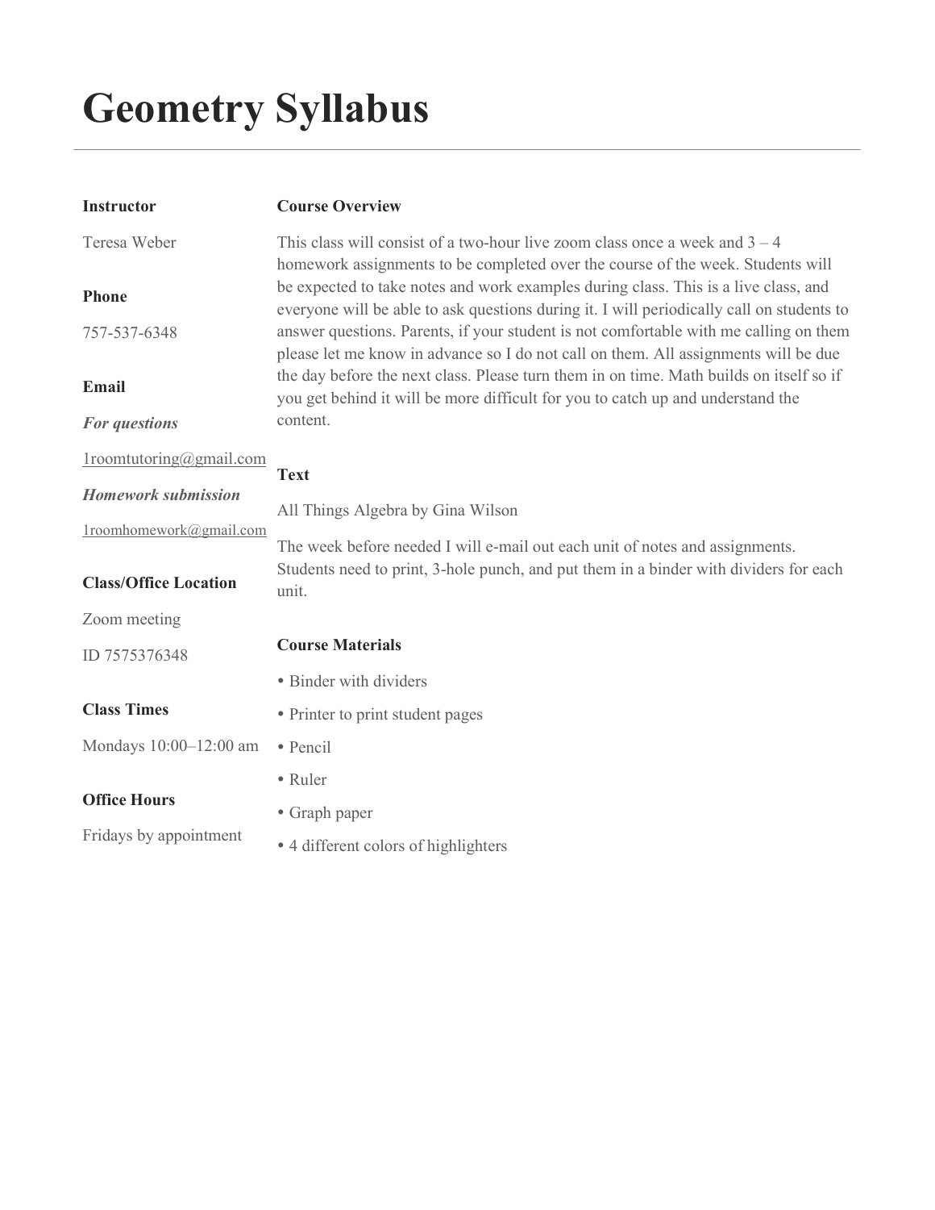# Geometry Syllabus

### Instructor

Teresa Weber

### Phone

757-537-6348

### Email

***For questions***

1roomtutoring@gmail.com

***Homework submission***

1roomhomework@gmail.com

### Class/Office Location

Zoom meeting

ID 7575376348

### Class Times

Mondays 10:00–12:00 am

### Office Hours

Fridays by appointment

### Course Overview

This class will consist of a two-hour live zoom class once a week and 3 – 4 homework assignments to be completed over the course of the week. Students will be expected to take notes and work examples during class. This is a live class, and everyone will be able to ask questions during it. I will periodically call on students to answer questions. Parents, if your student is not comfortable with me calling on them please let me know in advance so I do not call on them. All assignments will be due the day before the next class. Please turn them in on time. Math builds on itself so if you get behind it will be more difficult for you to catch up and understand the content.

### Text

All Things Algebra by Gina Wilson

The week before needed I will e-mail out each unit of notes and assignments. Students need to print, 3-hole punch, and put them in a binder with dividers for each unit.

### Course Materials

- Binder with dividers
- Printer to print student pages
- Pencil
- Ruler
- Graph paper
- 4 different colors of highlighters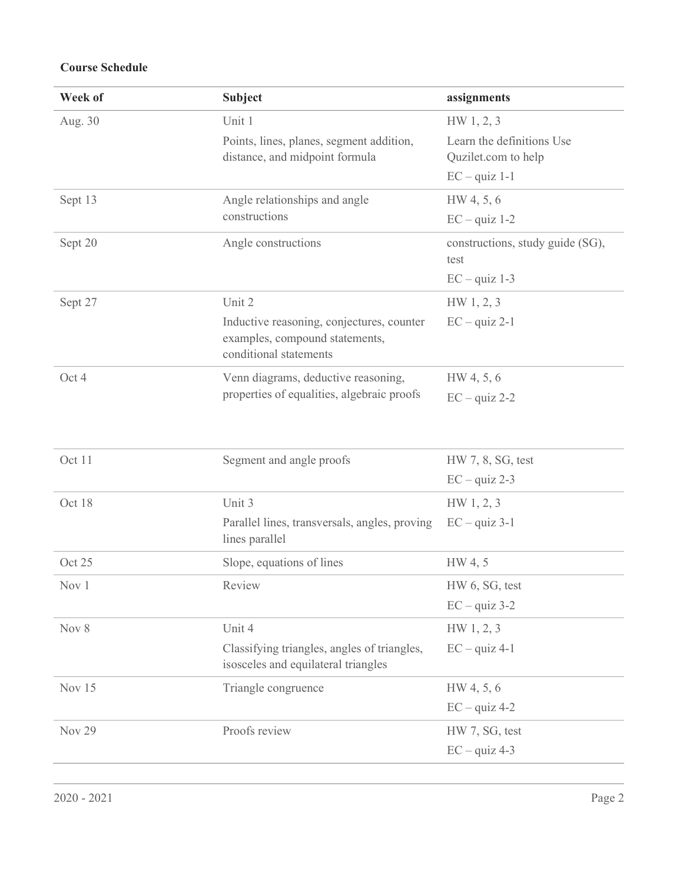**Course Schedule**

| Week of | Subject | assignments |
|---|---|---|
| Aug. 30 | Unit 1<br>Points, lines, planes, segment addition, distance, and midpoint formula | HW 1, 2, 3<br>Learn the definitions Use Quzilet.com to help<br>EC – quiz 1-1 |
| Sept 13 | Angle relationships and angle constructions | HW 4, 5, 6<br>EC – quiz 1-2 |
| Sept 20 | Angle constructions | constructions, study guide (SG), test<br>EC – quiz 1-3 |
| Sept 27 | Unit 2<br>Inductive reasoning, conjectures, counter examples, compound statements, conditional statements | HW 1, 2, 3<br>EC – quiz 2-1 |
| Oct 4 | Venn diagrams, deductive reasoning, properties of equalities, algebraic proofs | HW 4, 5, 6<br>EC – quiz 2-2 |
| Oct 11 | Segment and angle proofs | HW 7, 8, SG, test<br>EC – quiz 2-3 |
| Oct 18 | Unit 3<br>Parallel lines, transversals, angles, proving lines parallel | HW 1, 2, 3<br>EC – quiz 3-1 |
| Oct 25 | Slope, equations of lines | HW 4, 5 |
| Nov 1 | Review | HW 6, SG, test<br>EC – quiz 3-2 |
| Nov 8 | Unit 4<br>Classifying triangles, angles of triangles, isosceles and equilateral triangles | HW 1, 2, 3<br>EC – quiz 4-1 |
| Nov 15 | Triangle congruence | HW 4, 5, 6<br>EC – quiz 4-2 |
| Nov 29 | Proofs review | HW 7, SG, test<br>EC – quiz 4-3 |

2020 - 2021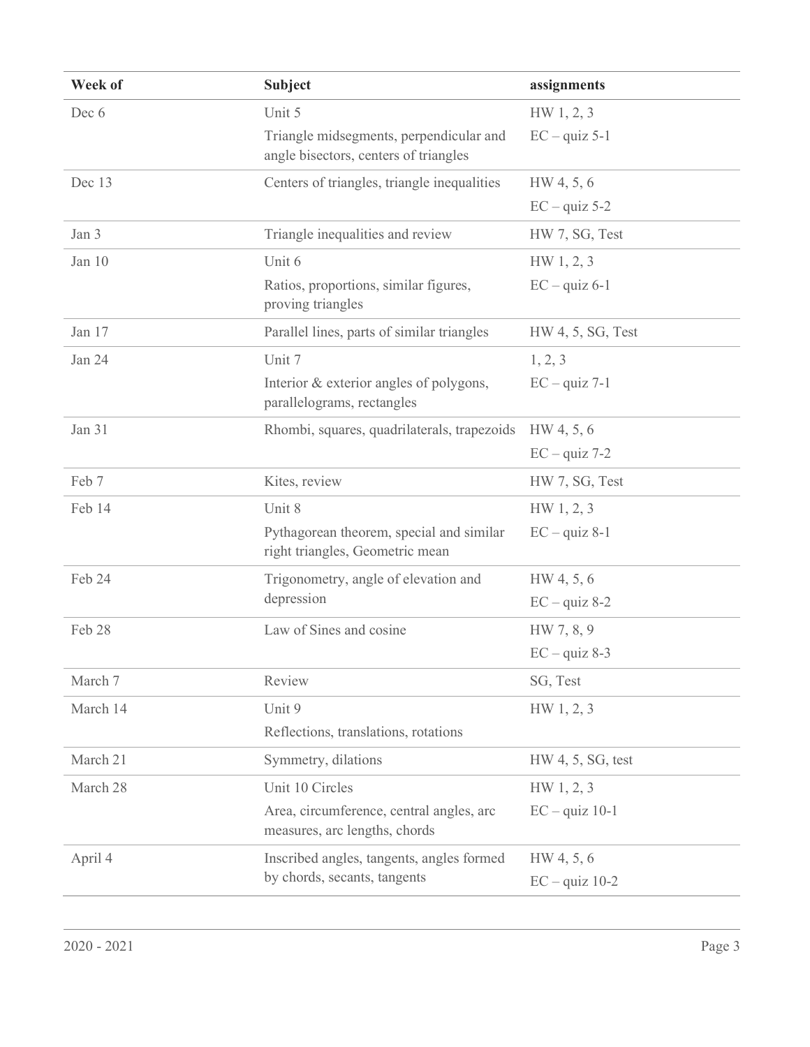| Week of | Subject | assignments |
|---|---|---|
| Dec 6 | Unit 5<br>Triangle midsegments, perpendicular and angle bisectors, centers of triangles | HW 1, 2, 3<br>EC – quiz 5-1 |
| Dec 13 | Centers of triangles, triangle inequalities | HW 4, 5, 6<br>EC – quiz 5-2 |
| Jan 3 | Triangle inequalities and review | HW 7, SG, Test |
| Jan 10 | Unit 6<br>Ratios, proportions, similar figures, proving triangles | HW 1, 2, 3<br>EC – quiz 6-1 |
| Jan 17 | Parallel lines, parts of similar triangles | HW 4, 5, SG, Test |
| Jan 24 | Unit 7<br>Interior & exterior angles of polygons, parallelograms, rectangles | 1, 2, 3<br>EC – quiz 7-1 |
| Jan 31 | Rhombi, squares, quadrilaterals, trapezoids | HW 4, 5, 6<br>EC – quiz 7-2 |
| Feb 7 | Kites, review | HW 7, SG, Test |
| Feb 14 | Unit 8<br>Pythagorean theorem, special and similar right triangles, Geometric mean | HW 1, 2, 3<br>EC – quiz 8-1 |
| Feb 24 | Trigonometry, angle of elevation and depression | HW 4, 5, 6<br>EC – quiz 8-2 |
| Feb 28 | Law of Sines and cosine | HW 7, 8, 9<br>EC – quiz 8-3 |
| March 7 | Review | SG, Test |
| March 14 | Unit 9<br>Reflections, translations, rotations | HW 1, 2, 3 |
| March 21 | Symmetry, dilations | HW 4, 5, SG, test |
| March 28 | Unit 10 Circles<br>Area, circumference, central angles, arc measures, arc lengths, chords | HW 1, 2, 3<br>EC – quiz 10-1 |
| April 4 | Inscribed angles, tangents, angles formed by chords, secants, tangents | HW 4, 5, 6<br>EC – quiz 10-2 |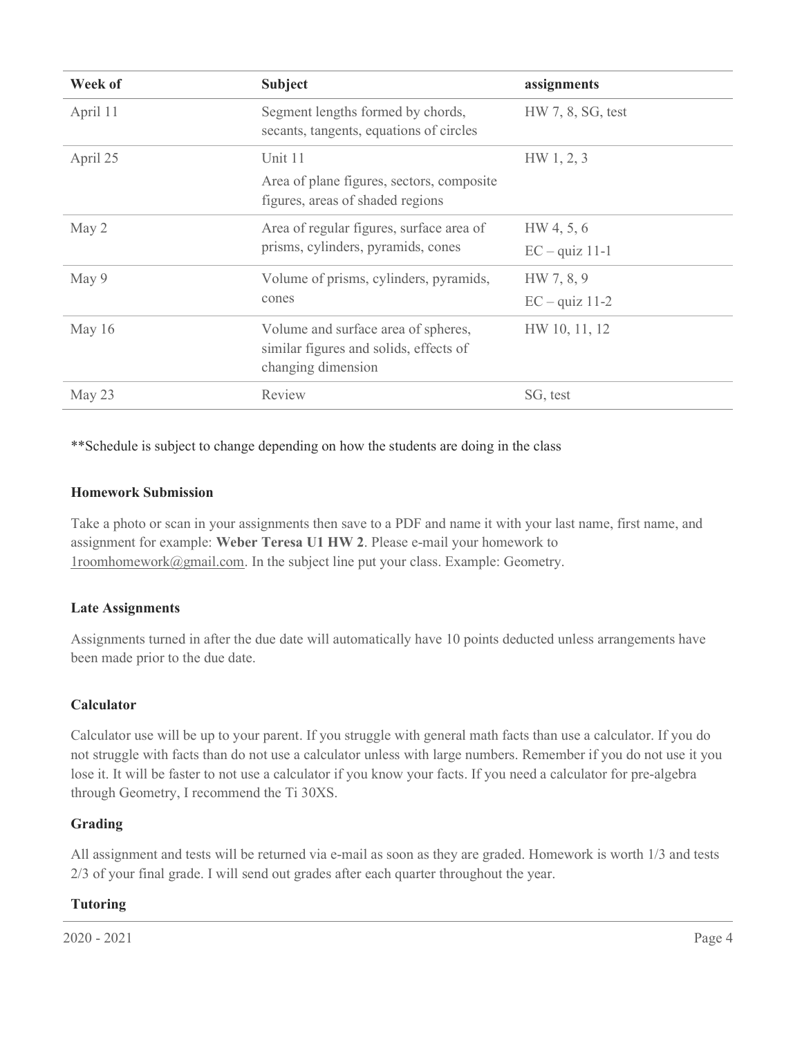| Week of | Subject | assignments |
|---|---|---|
| April 11 | Segment lengths formed by chords, secants, tangents, equations of circles | HW 7, 8, SG, test |
| April 25 | Unit 11<br>Area of plane figures, sectors, composite figures, areas of shaded regions | HW 1, 2, 3 |
| May 2 | Area of regular figures, surface area of prisms, cylinders, pyramids, cones | HW 4, 5, 6<br>EC – quiz 11-1 |
| May 9 | Volume of prisms, cylinders, pyramids, cones | HW 7, 8, 9<br>EC – quiz 11-2 |
| May 16 | Volume and surface area of spheres, similar figures and solids, effects of changing dimension | HW 10, 11, 12 |
| May 23 | Review | SG, test |

**Schedule is subject to change depending on how the students are doing in the class

### Homework Submission

Take a photo or scan in your assignments then save to a PDF and name it with your last name, first name, and assignment for example: **Weber Teresa U1 HW 2**. Please e-mail your homework to 1roomhomework@gmail.com. In the subject line put your class. Example: Geometry.

### Late Assignments

Assignments turned in after the due date will automatically have 10 points deducted unless arrangements have been made prior to the due date.

### Calculator

Calculator use will be up to your parent. If you struggle with general math facts than use a calculator. If you do not struggle with facts than do not use a calculator unless with large numbers. Remember if you do not use it you lose it. It will be faster to not use a calculator if you know your facts. If you need a calculator for pre-algebra through Geometry, I recommend the Ti 30XS.

### Grading

All assignment and tests will be returned via e-mail as soon as they are graded. Homework is worth 1/3 and tests 2/3 of your final grade. I will send out grades after each quarter throughout the year.

### Tutoring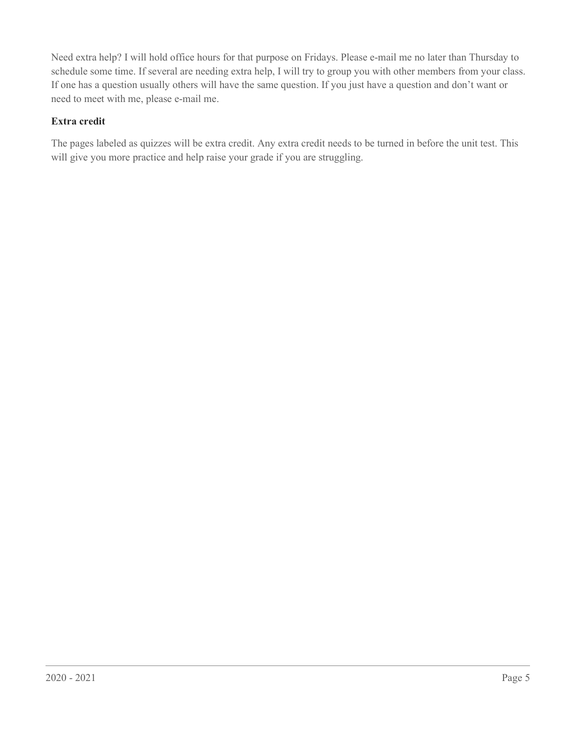Need extra help? I will hold office hours for that purpose on Fridays. Please e-mail me no later than Thursday to schedule some time. If several are needing extra help, I will try to group you with other members from your class. If one has a question usually others will have the same question. If you just have a question and don't want or need to meet with me, please e-mail me.

**Extra credit**

The pages labeled as quizzes will be extra credit. Any extra credit needs to be turned in before the unit test. This will give you more practice and help raise your grade if you are struggling.